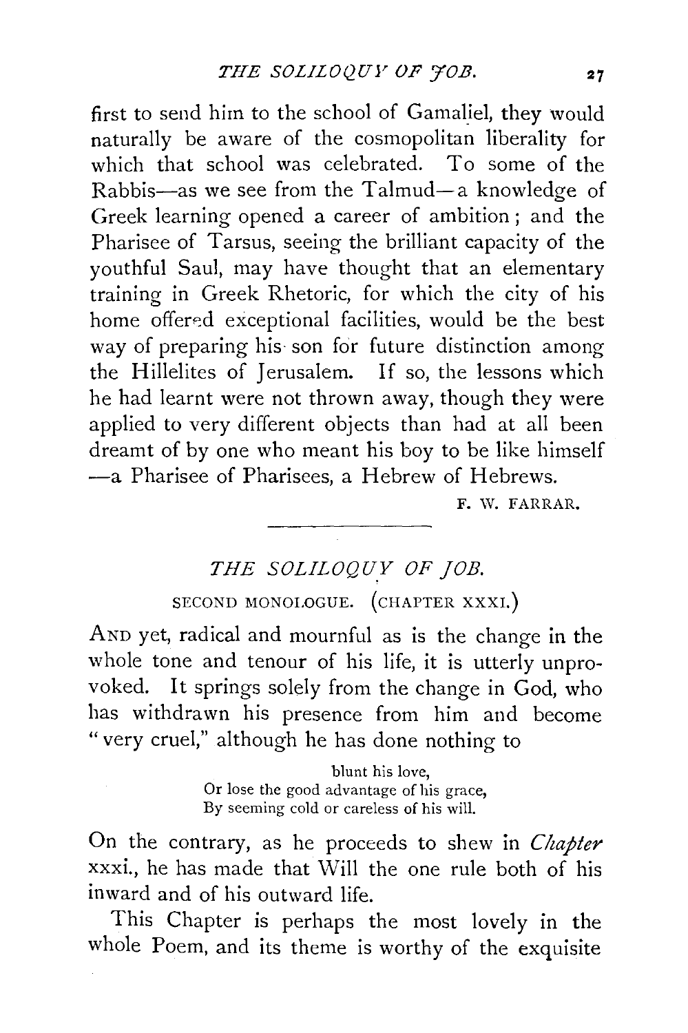first to send him to the school of Gamaliel, they would naturally be aware of the cosmopolitan liberality for which that school was celebrated. To some of the Rabbis—as we see from the Talmud—a knowledge of Greek learning opened a career of ambition; and the Pharisee of Tarsus, seeing the brilliant capacity of the youthful Saul, may have thought that an elementary training in Greek Rhetoric, for which the city of his home offered exceptional facilities, would be the best way of preparing his son for future distinction among the Hillelites of Jerusalem. If so, the lessons which he had learnt were not thrown away, though they were applied to very different objects than had at all been dreamt of by one who meant his boy to be like himself—a Pharisee of Pharisees, a Hebrew of Hebrews.

F. W. FARRAR.

---

## *THE SOLILOQUY OF JOB.*

### SECOND MONOLOGUE. (CHAPTER XXXI.)

AND yet, radical and mournful as is the change in the whole tone and tenour of his life, it is utterly unprovoked. It springs solely from the change in God, who has withdrawn his presence from him and become "very cruel," although he has done nothing to

> blunt his love,
> Or lose the good advantage of his grace,
> By seeming cold or careless of his will.

On the contrary, as he proceeds to shew in *Chapter* xxxi., he has made that Will the one rule both of his inward and of his outward life.

This Chapter is perhaps the most lovely in the whole Poem, and its theme is worthy of the exquisite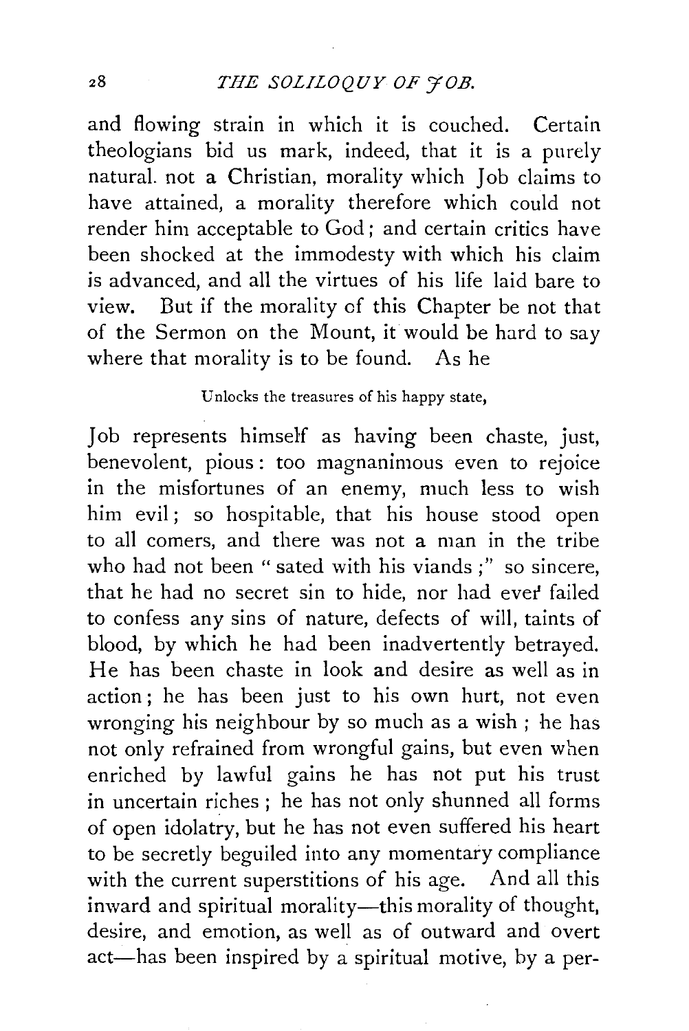and flowing strain in which it is couched. Certain theologians bid us mark, indeed, that it is a purely natural. not a Christian, morality which Job claims to have attained, a morality therefore which could not render him acceptable to God; and certain critics have been shocked at the immodesty with which his claim is advanced, and all the virtues of his life laid bare to view. But if the morality of this Chapter be not that of the Sermon on the Mount, it would be hard to say where that morality is to be found. As he

Unlocks the treasures of his happy state,

Job represents himself as having been chaste, just, benevolent, pious: too magnanimous even to rejoice in the misfortunes of an enemy, much less to wish him evil; so hospitable, that his house stood open to all comers, and there was not a man in the tribe who had not been "sated with his viands;" so sincere, that he had no secret sin to hide, nor had ever failed to confess any sins of nature, defects of will, taints of blood, by which he had been inadvertently betrayed. He has been chaste in look and desire as well as in action; he has been just to his own hurt, not even wronging his neighbour by so much as a wish; he has not only refrained from wrongful gains, but even when enriched by lawful gains he has not put his trust in uncertain riches; he has not only shunned all forms of open idolatry, but he has not even suffered his heart to be secretly beguiled into any momentary compliance with the current superstitions of his age. And all this inward and spiritual morality—this morality of thought, desire, and emotion, as well as of outward and overt act—has been inspired by a spiritual motive, by a per-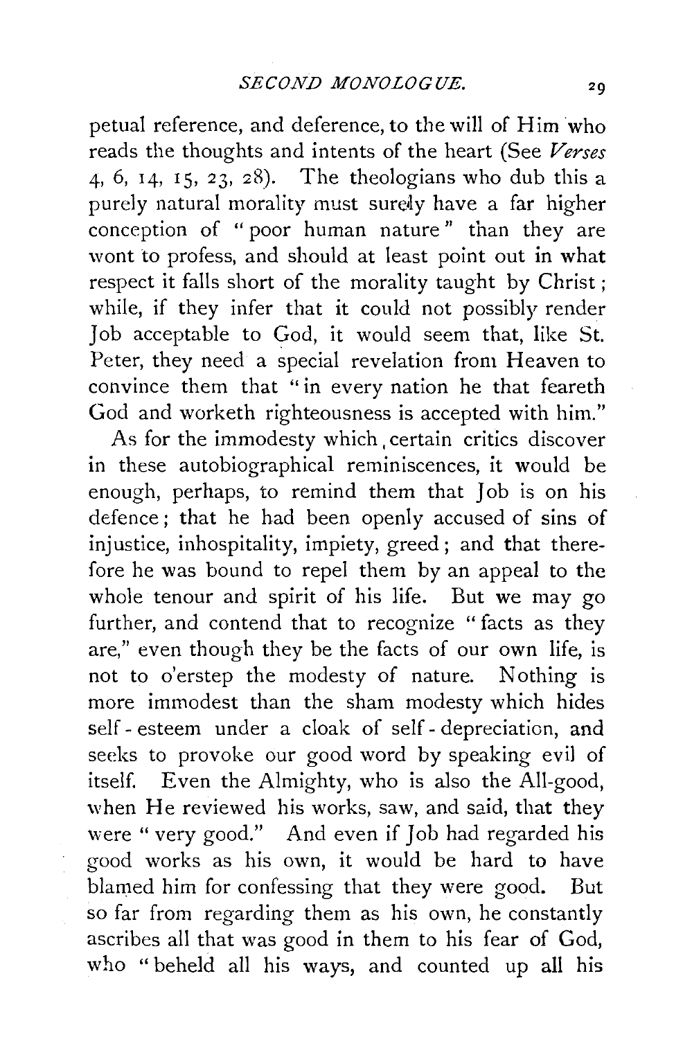petual reference, and deference, to the will of Him who reads the thoughts and intents of the heart (See *Verses* 4, 6, 14, 15, 23, 28). The theologians who dub this a purely natural morality must surely have a far higher conception of "poor human nature" than they are wont to profess, and should at least point out in what respect it falls short of the morality taught by Christ; while, if they infer that it could not possibly render Job acceptable to God, it would seem that, like St. Peter, they need a special revelation from Heaven to convince them that "in every nation he that feareth God and worketh righteousness is accepted with him."

As for the immodesty which certain critics discover in these autobiographical reminiscences, it would be enough, perhaps, to remind them that Job is on his defence; that he had been openly accused of sins of injustice, inhospitality, impiety, greed; and that therefore he was bound to repel them by an appeal to the whole tenour and spirit of his life. But we may go further, and contend that to recognize "facts as they are," even though they be the facts of our own life, is not to o'erstep the modesty of nature. Nothing is more immodest than the sham modesty which hides self-esteem under a cloak of self-depreciation, and seeks to provoke our good word by speaking evil of itself. Even the Almighty, who is also the All-good, when He reviewed his works, saw, and said, that they were "very good." And even if Job had regarded his good works as his own, it would be hard to have blamed him for confessing that they were good. But so far from regarding them as his own, he constantly ascribes all that was good in them to his fear of God, who "beheld all his ways, and counted up all his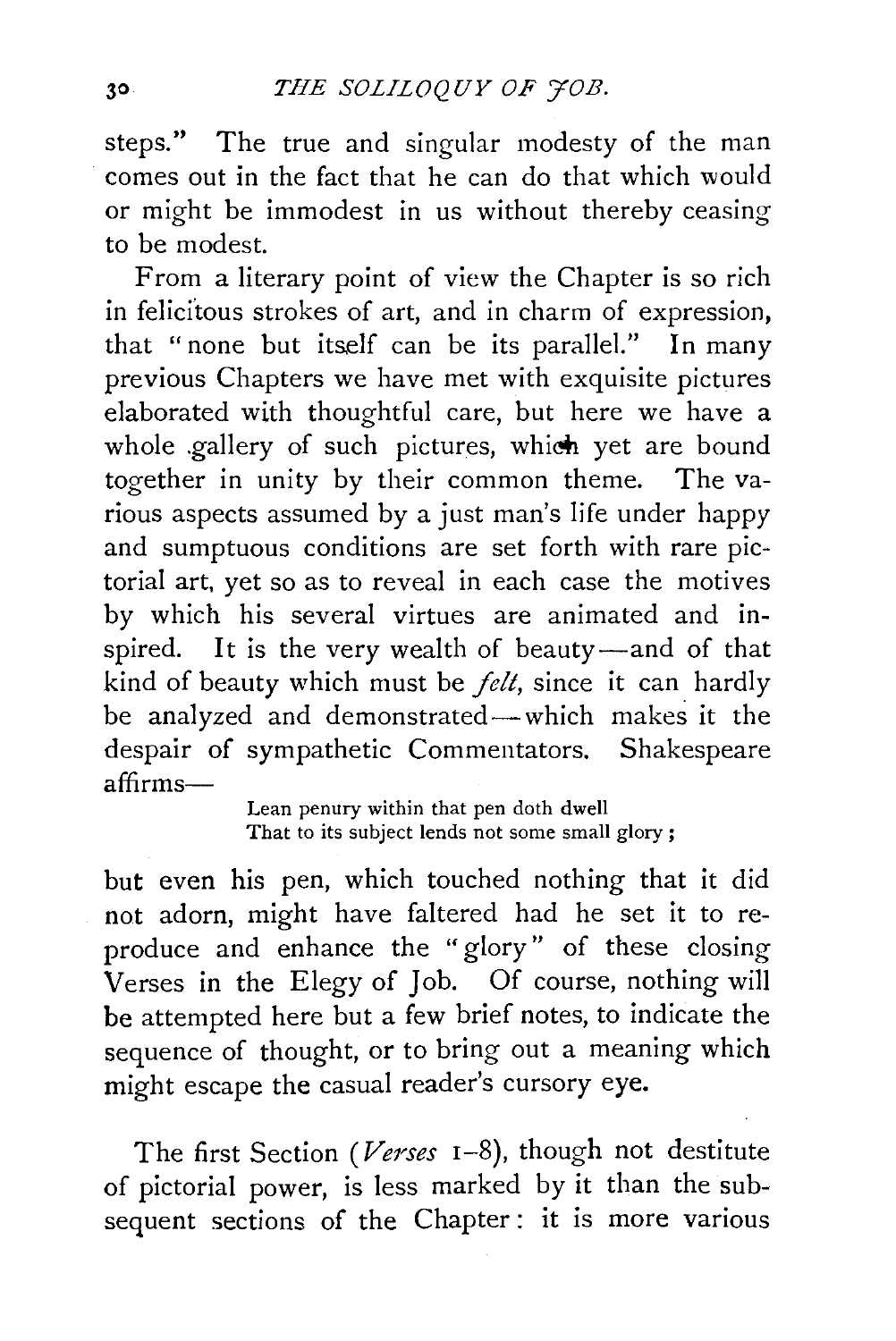steps." The true and singular modesty of the man comes out in the fact that he can do that which would or might be immodest in us without thereby ceasing to be modest.

From a literary point of view the Chapter is so rich in felicitous strokes of art, and in charm of expression, that "none but itself can be its parallel." In many previous Chapters we have met with exquisite pictures elaborated with thoughtful care, but here we have a whole gallery of such pictures, which yet are bound together in unity by their common theme. The various aspects assumed by a just man's life under happy and sumptuous conditions are set forth with rare pictorial art, yet so as to reveal in each case the motives by which his several virtues are animated and inspired. It is the very wealth of beauty—and of that kind of beauty which must be *felt*, since it can hardly be analyzed and demonstrated—which makes it the despair of sympathetic Commentators. Shakespeare affirms—

> Lean penury within that pen doth dwell
> That to its subject lends not some small glory;

but even his pen, which touched nothing that it did not adorn, might have faltered had he set it to reproduce and enhance the "glory" of these closing Verses in the Elegy of Job. Of course, nothing will be attempted here but a few brief notes, to indicate the sequence of thought, or to bring out a meaning which might escape the casual reader's cursory eye.

The first Section (*Verses* 1–8), though not destitute of pictorial power, is less marked by it than the subsequent sections of the Chapter: it is more various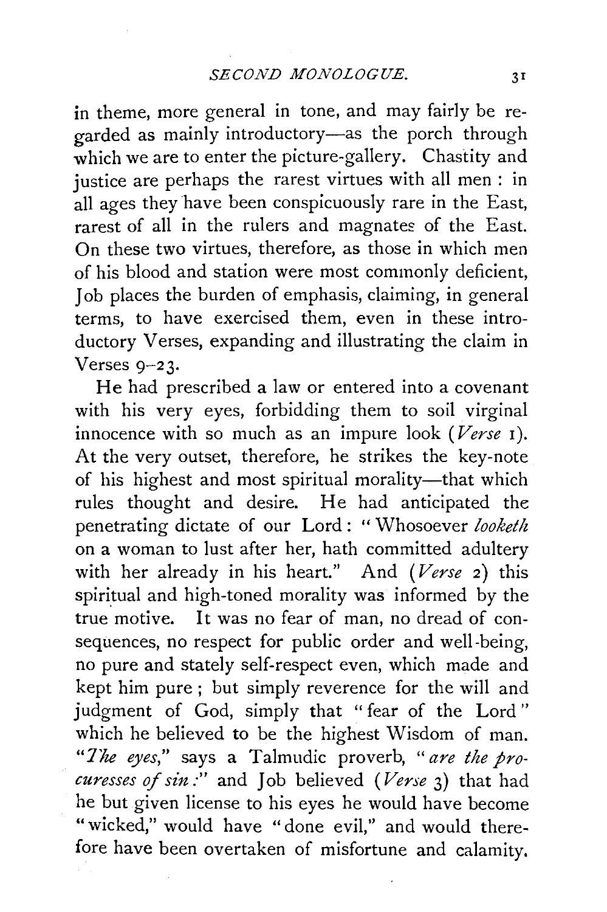in theme, more general in tone, and may fairly be regarded as mainly introductory—as the porch through which we are to enter the picture-gallery. Chastity and justice are perhaps the rarest virtues with all men : in all ages they have been conspicuously rare in the East, rarest of all in the rulers and magnates of the East. On these two virtues, therefore, as those in which men of his blood and station were most commonly deficient, Job places the burden of emphasis, claiming, in general terms, to have exercised them, even in these introductory Verses, expanding and illustrating the claim in Verses 9–23.

He had prescribed a law or entered into a covenant with his very eyes, forbidding them to soil virginal innocence with so much as an impure look (*Verse* 1). At the very outset, therefore, he strikes the key-note of his highest and most spiritual morality—that which rules thought and desire. He had anticipated the penetrating dictate of our Lord : "Whosoever *looketh* on a woman to lust after her, hath committed adultery with her already in his heart." And (*Verse* 2) this spiritual and high-toned morality was informed by the true motive. It was no fear of man, no dread of consequences, no respect for public order and well-being, no pure and stately self-respect even, which made and kept him pure ; but simply reverence for the will and judgment of God, simply that "fear of the Lord" which he believed to be the highest Wisdom of man. "*The eyes*," says a Talmudic proverb, "*are the procuresses of sin* :" and Job believed (*Verse* 3) that had he but given license to his eyes he would have become "wicked," would have "done evil," and would therefore have been overtaken of misfortune and calamity.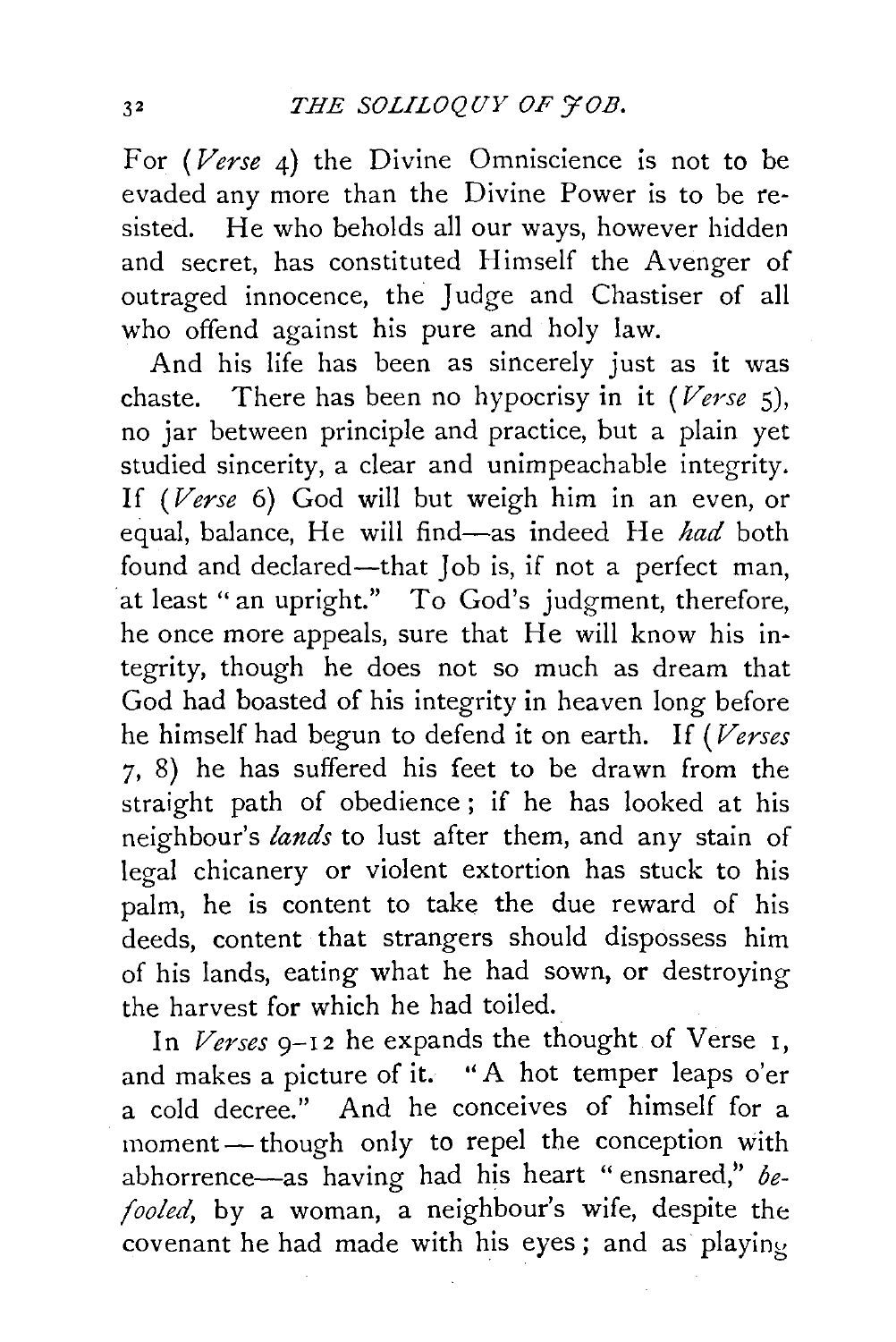For (*Verse* 4) the Divine Omniscience is not to be evaded any more than the Divine Power is to be resisted. He who beholds all our ways, however hidden and secret, has constituted Himself the Avenger of outraged innocence, the Judge and Chastiser of all who offend against his pure and holy law.

And his life has been as sincerely just as it was chaste. There has been no hypocrisy in it (*Verse* 5), no jar between principle and practice, but a plain yet studied sincerity, a clear and unimpeachable integrity. If (*Verse* 6) God will but weigh him in an even, or equal, balance, He will find—as indeed He *had* both found and declared—that Job is, if not a perfect man, at least "an upright." To God's judgment, therefore, he once more appeals, sure that He will know his integrity, though he does not so much as dream that God had boasted of his integrity in heaven long before he himself had begun to defend it on earth. If (*Verses* 7, 8) he has suffered his feet to be drawn from the straight path of obedience; if he has looked at his neighbour's *lands* to lust after them, and any stain of legal chicanery or violent extortion has stuck to his palm, he is content to take the due reward of his deeds, content that strangers should dispossess him of his lands, eating what he had sown, or destroying the harvest for which he had toiled.

In *Verses* 9–12 he expands the thought of Verse 1, and makes a picture of it. "A hot temper leaps o'er a cold decree." And he conceives of himself for a moment — though only to repel the conception with abhorrence—as having had his heart "ensnared," *befooled*, by a woman, a neighbour's wife, despite the covenant he had made with his eyes; and as playing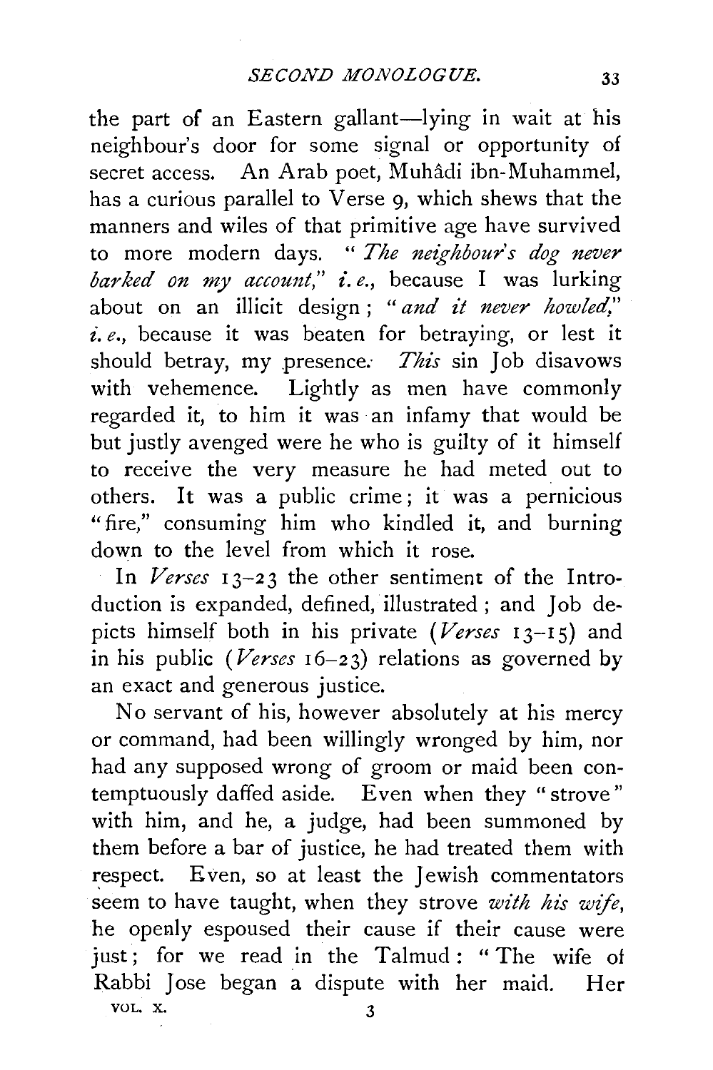the part of an Eastern gallant—lying in wait at his neighbour's door for some signal or opportunity of secret access. An Arab poet, Muhâdi ibn-Muhammel, has a curious parallel to Verse 9, which shews that the manners and wiles of that primitive age have survived to more modern days. "*The neighbour's dog never barked on my account,*" *i.e.*, because I was lurking about on an illicit design; "*and it never howled,*" *i.e.*, because it was beaten for betraying, or lest it should betray, my presence. *This* sin Job disavows with vehemence. Lightly as men have commonly regarded it, to him it was an infamy that would be but justly avenged were he who is guilty of it himself to receive the very measure he had meted out to others. It was a public crime; it was a pernicious "fire," consuming him who kindled it, and burning down to the level from which it rose.

In *Verses* 13–23 the other sentiment of the Introduction is expanded, defined, illustrated; and Job depicts himself both in his private (*Verses* 13–15) and in his public (*Verses* 16–23) relations as governed by an exact and generous justice.

No servant of his, however absolutely at his mercy or command, had been willingly wronged by him, nor had any supposed wrong of groom or maid been contemptuously daffed aside. Even when they "strove" with him, and he, a judge, had been summoned by them before a bar of justice, he had treated them with respect. Even, so at least the Jewish commentators seem to have taught, when they strove *with his wife*, he openly espoused their cause if their cause were just; for we read in the Talmud: "The wife of Rabbi Jose began a dispute with her maid. Her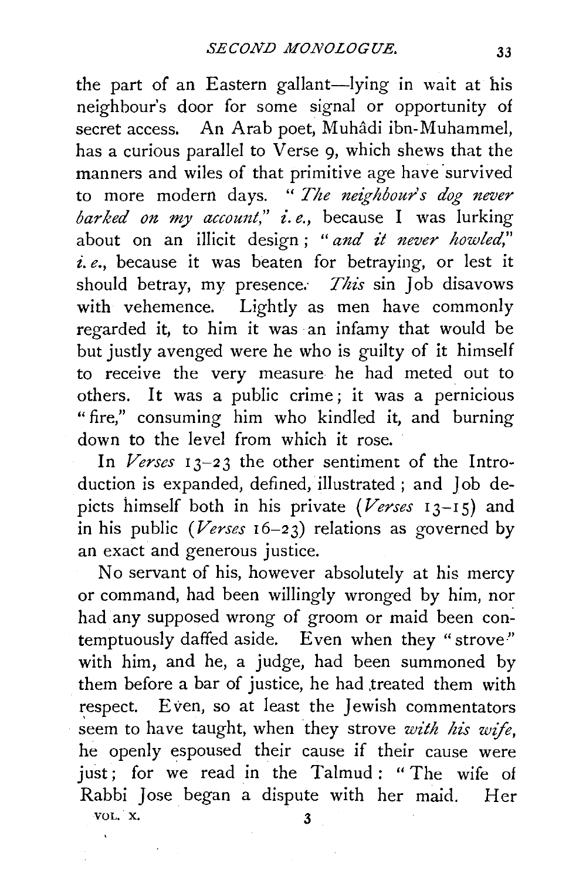the part of an Eastern gallant—lying in wait at his neighbour's door for some signal or opportunity of secret access. An Arab poet, Muhâdi ibn-Muhammel, has a curious parallel to Verse 9, which shews that the manners and wiles of that primitive age have survived to more modern days. "*The neighbour's dog never barked on my account*," *i.e.*, because I was lurking about on an illicit design; "*and it never howled*," *i.e.*, because it was beaten for betraying, or lest it should betray, my presence. *This* sin Job disavows with vehemence. Lightly as men have commonly regarded it, to him it was an infamy that would be but justly avenged were he who is guilty of it himself to receive the very measure he had meted out to others. It was a public crime; it was a pernicious "fire," consuming him who kindled it, and burning down to the level from which it rose.

In *Verses* 13–23 the other sentiment of the Introduction is expanded, defined, illustrated; and Job depicts himself both in his private (*Verses* 13–15) and in his public (*Verses* 16–23) relations as governed by an exact and generous justice.

No servant of his, however absolutely at his mercy or command, had been willingly wronged by him, nor had any supposed wrong of groom or maid been contemptuously daffed aside. Even when they "strove" with him, and he, a judge, had been summoned by them before a bar of justice, he had treated them with respect. Even, so at least the Jewish commentators seem to have taught, when they strove *with his wife*, he openly espoused their cause if their cause were just; for we read in the Talmud: "The wife of Rabbi Jose began a dispute with her maid. Her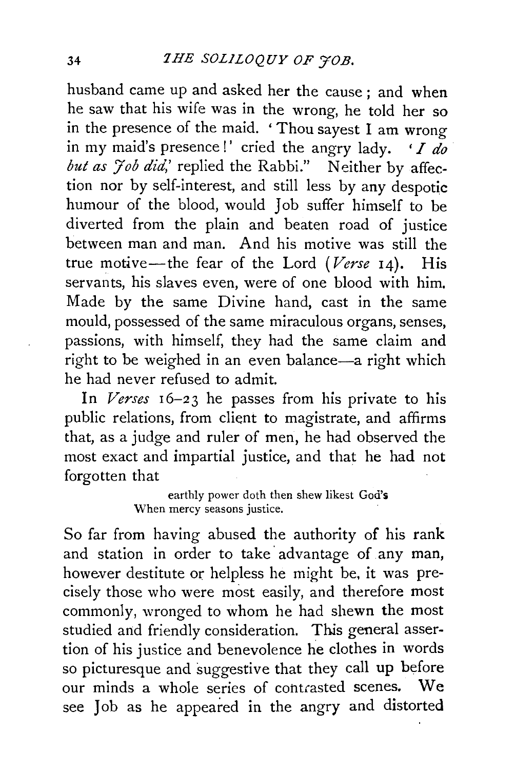husband came up and asked her the cause; and when he saw that his wife was in the wrong, he told her so in the presence of the maid. 'Thou sayest I am wrong in my maid's presence!' cried the angry lady. '*I do but as Job did*,' replied the Rabbi." Neither by affection nor by self-interest, and still less by any despotic humour of the blood, would Job suffer himself to be diverted from the plain and beaten road of justice between man and man. And his motive was still the true motive—the fear of the Lord (*Verse* 14). His servants, his slaves even, were of one blood with him. Made by the same Divine hand, cast in the same mould, possessed of the same miraculous organs, senses, passions, with himself, they had the same claim and right to be weighed in an even balance—a right which he had never refused to admit.

In *Verses* 16–23 he passes from his private to his public relations, from client to magistrate, and affirms that, as a judge and ruler of men, he had observed the most exact and impartial justice, and that he had not forgotten that

> earthly power doth then shew likest God's
> When mercy seasons justice.

So far from having abused the authority of his rank and station in order to take advantage of any man, however destitute or helpless he might be, it was precisely those who were most easily, and therefore most commonly, wronged to whom he had shewn the most studied and friendly consideration. This general assertion of his justice and benevolence he clothes in words so picturesque and suggestive that they call up before our minds a whole series of contrasted scenes. We see Job as he appeared in the angry and distorted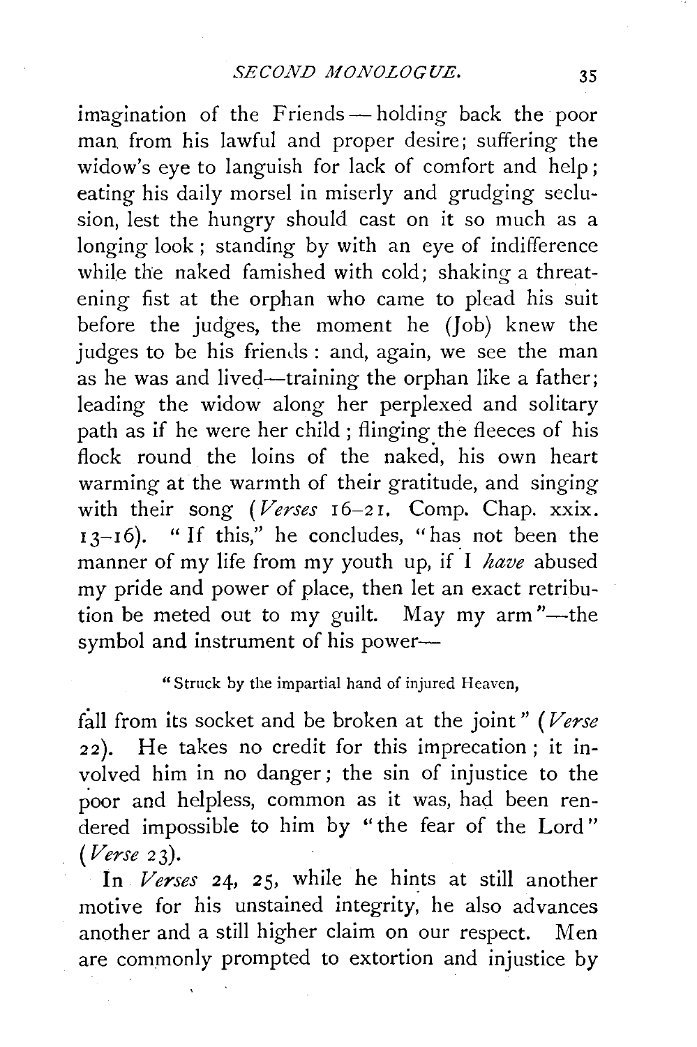imagination of the Friends — holding back the poor man from his lawful and proper desire; suffering the widow's eye to languish for lack of comfort and help; eating his daily morsel in miserly and grudging seclusion, lest the hungry should cast on it so much as a longing look; standing by with an eye of indifference while the naked famished with cold; shaking a threatening fist at the orphan who came to plead his suit before the judges, the moment he (Job) knew the judges to be his friends: and, again, we see the man as he was and lived—training the orphan like a father; leading the widow along her perplexed and solitary path as if he were her child; flinging the fleeces of his flock round the loins of the naked, his own heart warming at the warmth of their gratitude, and singing with their song (*Verses* 16–21. Comp. Chap. xxix. 13–16). "If this," he concludes, "has not been the manner of my life from my youth up, if I *have* abused my pride and power of place, then let an exact retribution be meted out to my guilt. May my arm"—the symbol and instrument of his power—

> "Struck by the impartial hand of injured Heaven,

fall from its socket and be broken at the joint" (*Verse* 22). He takes no credit for this imprecation; it involved him in no danger; the sin of injustice to the poor and helpless, common as it was, had been rendered impossible to him by "the fear of the Lord" (*Verse* 23).

In *Verses* 24, 25, while he hints at still another motive for his unstained integrity, he also advances another and a still higher claim on our respect. Men are commonly prompted to extortion and injustice by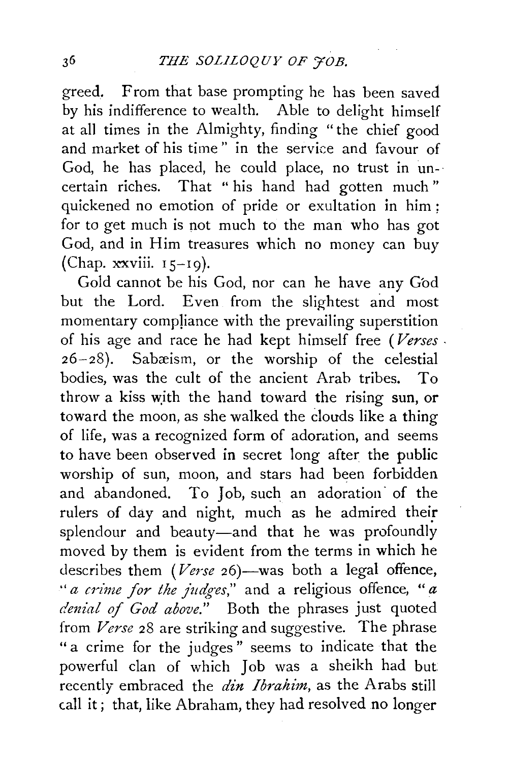greed. From that base prompting he has been saved by his indifference to wealth. Able to delight himself at all times in the Almighty, finding "the chief good and market of his time" in the service and favour of God, he has placed, he could place, no trust in uncertain riches. That "his hand had gotten much" quickened no emotion of pride or exultation in him: for to get much is not much to the man who has got God, and in Him treasures which no money can buy (Chap. xxviii. 15–19).

Gold cannot be his God, nor can he have any God but the Lord. Even from the slightest and most momentary compliance with the prevailing superstition of his age and race he had kept himself free (*Verses* 26–28). Sabæism, or the worship of the celestial bodies, was the cult of the ancient Arab tribes. To throw a kiss with the hand toward the rising sun, or toward the moon, as she walked the clouds like a thing of life, was a recognized form of adoration, and seems to have been observed in secret long after the public worship of sun, moon, and stars had been forbidden and abandoned. To Job, such an adoration of the rulers of day and night, much as he admired their splendour and beauty—and that he was profoundly moved by them is evident from the terms in which he describes them (*Verse* 26)—was both a legal offence, "*a crime for the judges*," and a religious offence, "*a denial of God above*." Both the phrases just quoted from *Verse* 28 are striking and suggestive. The phrase "a crime for the judges" seems to indicate that the powerful clan of which Job was a sheikh had but recently embraced the *din Ibrahim*, as the Arabs still call it; that, like Abraham, they had resolved no longer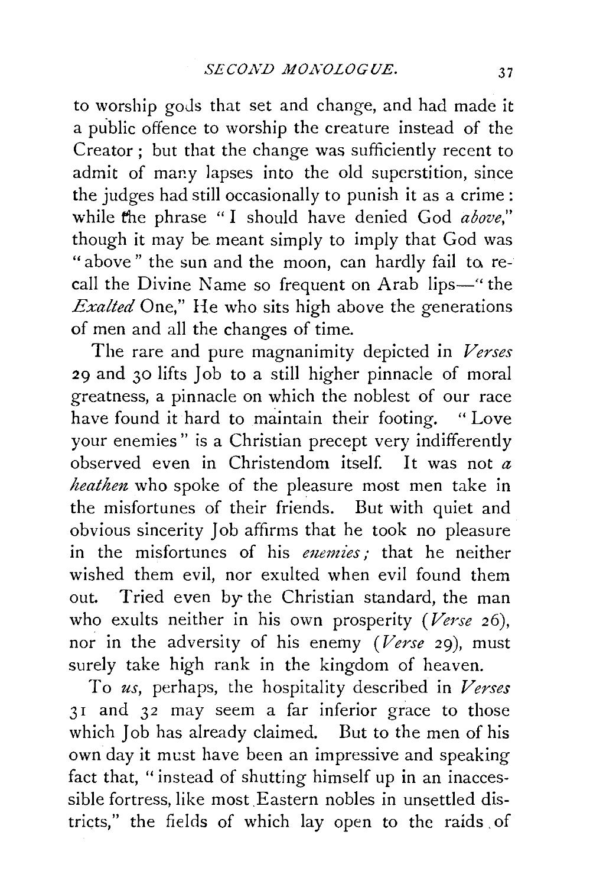to worship gods that set and change, and had made it a public offence to worship the creature instead of the Creator; but that the change was sufficiently recent to admit of many lapses into the old superstition, since the judges had still occasionally to punish it as a crime: while the phrase "I should have denied God *above*," though it may be meant simply to imply that God was "above" the sun and the moon, can hardly fail to recall the Divine Name so frequent on Arab lips—"the *Exalted* One," He who sits high above the generations of men and all the changes of time.

The rare and pure magnanimity depicted in *Verses* 29 and 30 lifts Job to a still higher pinnacle of moral greatness, a pinnacle on which the noblest of our race have found it hard to maintain their footing. "Love your enemies" is a Christian precept very indifferently observed even in Christendom itself. It was not *a heathen* who spoke of the pleasure most men take in the misfortunes of their friends. But with quiet and obvious sincerity Job affirms that he took no pleasure in the misfortunes of his *enemies;* that he neither wished them evil, nor exulted when evil found them out. Tried even by the Christian standard, the man who exults neither in his own prosperity (*Verse* 26), nor in the adversity of his enemy (*Verse* 29), must surely take high rank in the kingdom of heaven.

To *us*, perhaps, the hospitality described in *Verses* 31 and 32 may seem a far inferior grace to those which Job has already claimed. But to the men of his own day it must have been an impressive and speaking fact that, "instead of shutting himself up in an inaccessible fortress, like most Eastern nobles in unsettled districts," the fields of which lay open to the raids of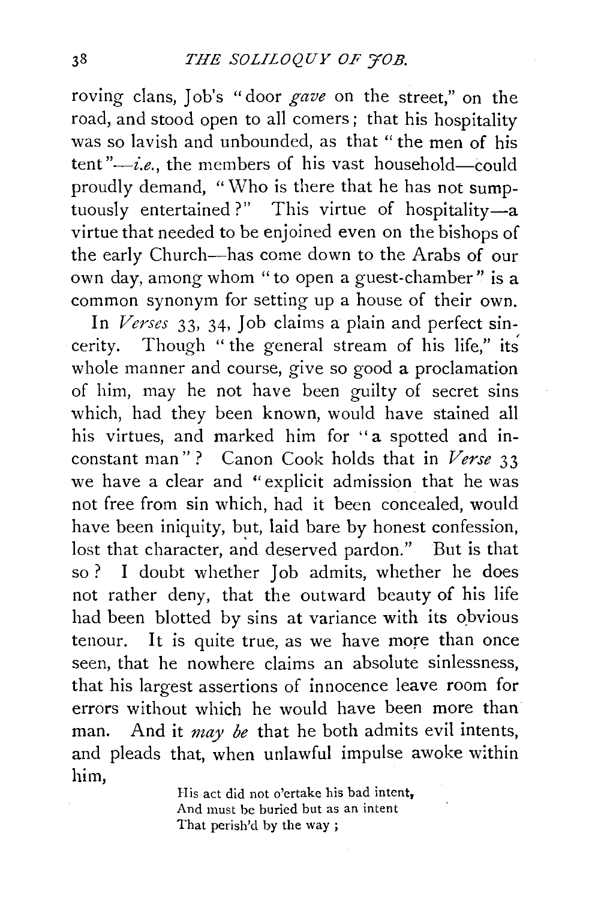roving clans, Job's "door *gave* on the street," on the road, and stood open to all comers; that his hospitality was so lavish and unbounded, as that "the men of his tent"—*i.e.*, the members of his vast household—could proudly demand, "Who is there that he has not sumptuously entertained?" This virtue of hospitality—a virtue that needed to be enjoined even on the bishops of the early Church—has come down to the Arabs of our own day, among whom "to open a guest-chamber" is a common synonym for setting up a house of their own.

In *Verses* 33, 34, Job claims a plain and perfect sincerity. Though "the general stream of his life," its whole manner and course, give so good a proclamation of him, may he not have been guilty of secret sins which, had they been known, would have stained all his virtues, and marked him for "a spotted and inconstant man"? Canon Cook holds that in *Verse* 33 we have a clear and "explicit admission that he was not free from sin which, had it been concealed, would have been iniquity, but, laid bare by honest confession, lost that character, and deserved pardon." But is that so? I doubt whether Job admits, whether he does not rather deny, that the outward beauty of his life had been blotted by sins at variance with its obvious tenour. It is quite true, as we have more than once seen, that he nowhere claims an absolute sinlessness, that his largest assertions of innocence leave room for errors without which he would have been more than man. And it *may be* that he both admits evil intents, and pleads that, when unlawful impulse awoke within him,

> His act did not o'ertake his bad intent,
> And must be buried but as an intent
> That perish'd by the way;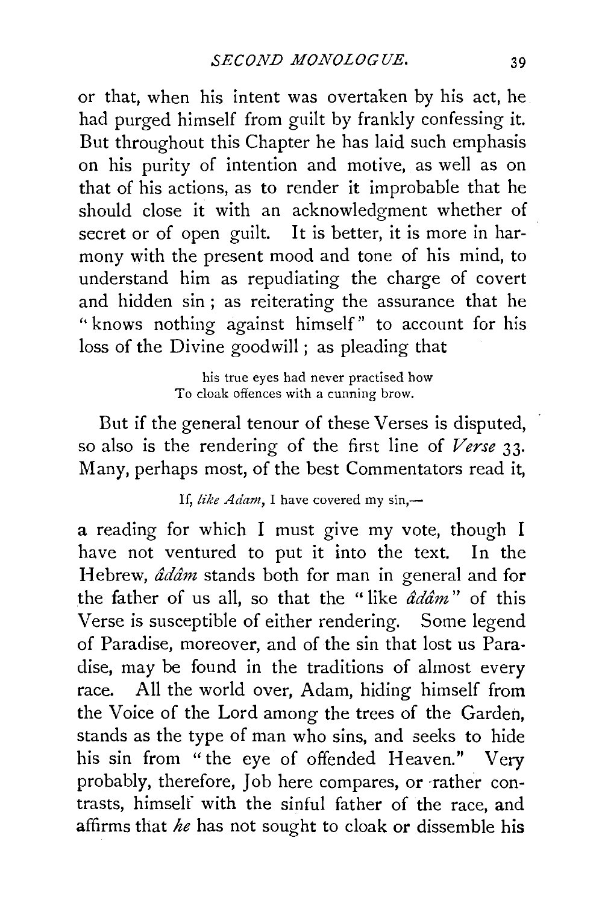or that, when his intent was overtaken by his act, he had purged himself from guilt by frankly confessing it. But throughout this Chapter he has laid such emphasis on his purity of intention and motive, as well as on that of his actions, as to render it improbable that he should close it with an acknowledgment whether of secret or of open guilt. It is better, it is more in harmony with the present mood and tone of his mind, to understand him as repudiating the charge of covert and hidden sin; as reiterating the assurance that he "knows nothing against himself" to account for his loss of the Divine goodwill; as pleading that

> his true eyes had never practised how
> To cloak offences with a cunning brow.

But if the general tenour of these Verses is disputed, so also is the rendering of the first line of *Verse* 33. Many, perhaps most, of the best Commentators read it,

> If, *like Adam*, I have covered my sin,—

a reading for which I must give my vote, though I have not ventured to put it into the text. In the Hebrew, *âdâm* stands both for man in general and for the father of us all, so that the "like *âdâm*" of this Verse is susceptible of either rendering. Some legend of Paradise, moreover, and of the sin that lost us Paradise, may be found in the traditions of almost every race. All the world over, Adam, hiding himself from the Voice of the Lord among the trees of the Garden, stands as the type of man who sins, and seeks to hide his sin from "the eye of offended Heaven." Very probably, therefore, Job here compares, or rather contrasts, himself with the sinful father of the race, and affirms that *he* has not sought to cloak or dissemble his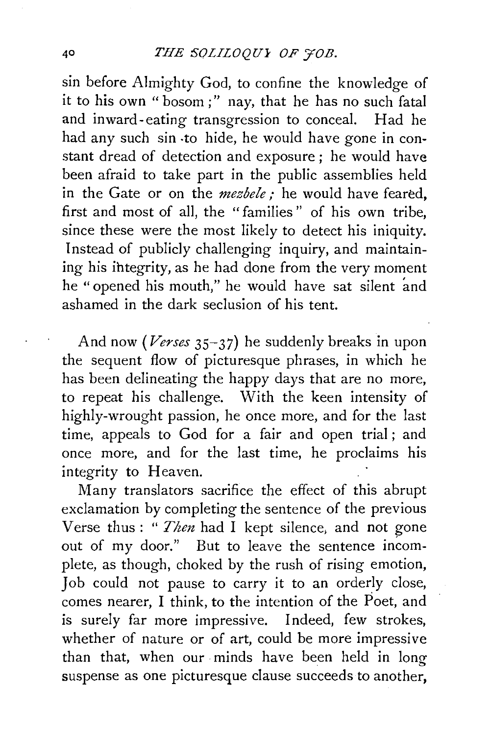sin before Almighty God, to confine the knowledge of it to his own "bosom;" nay, that he has no such fatal and inward-eating transgression to conceal. Had he had any such sin to hide, he would have gone in constant dread of detection and exposure; he would have been afraid to take part in the public assemblies held in the Gate or on the *mezbele;* he would have feared, first and most of all, the "families" of his own tribe, since these were the most likely to detect his iniquity. Instead of publicly challenging inquiry, and maintaining his integrity, as he had done from the very moment he "opened his mouth," he would have sat silent and ashamed in the dark seclusion of his tent.

And now (*Verses* 35–37) he suddenly breaks in upon the sequent flow of picturesque phrases, in which he has been delineating the happy days that are no more, to repeat his challenge. With the keen intensity of highly-wrought passion, he once more, and for the last time, appeals to God for a fair and open trial; and once more, and for the last time, he proclaims his integrity to Heaven.

Many translators sacrifice the effect of this abrupt exclamation by completing the sentence of the previous Verse thus: "*Then* had I kept silence, and not gone out of my door." But to leave the sentence incomplete, as though, choked by the rush of rising emotion, Job could not pause to carry it to an orderly close, comes nearer, I think, to the intention of the Poet, and is surely far more impressive. Indeed, few strokes, whether of nature or of art, could be more impressive than that, when our minds have been held in long suspense as one picturesque clause succeeds to another,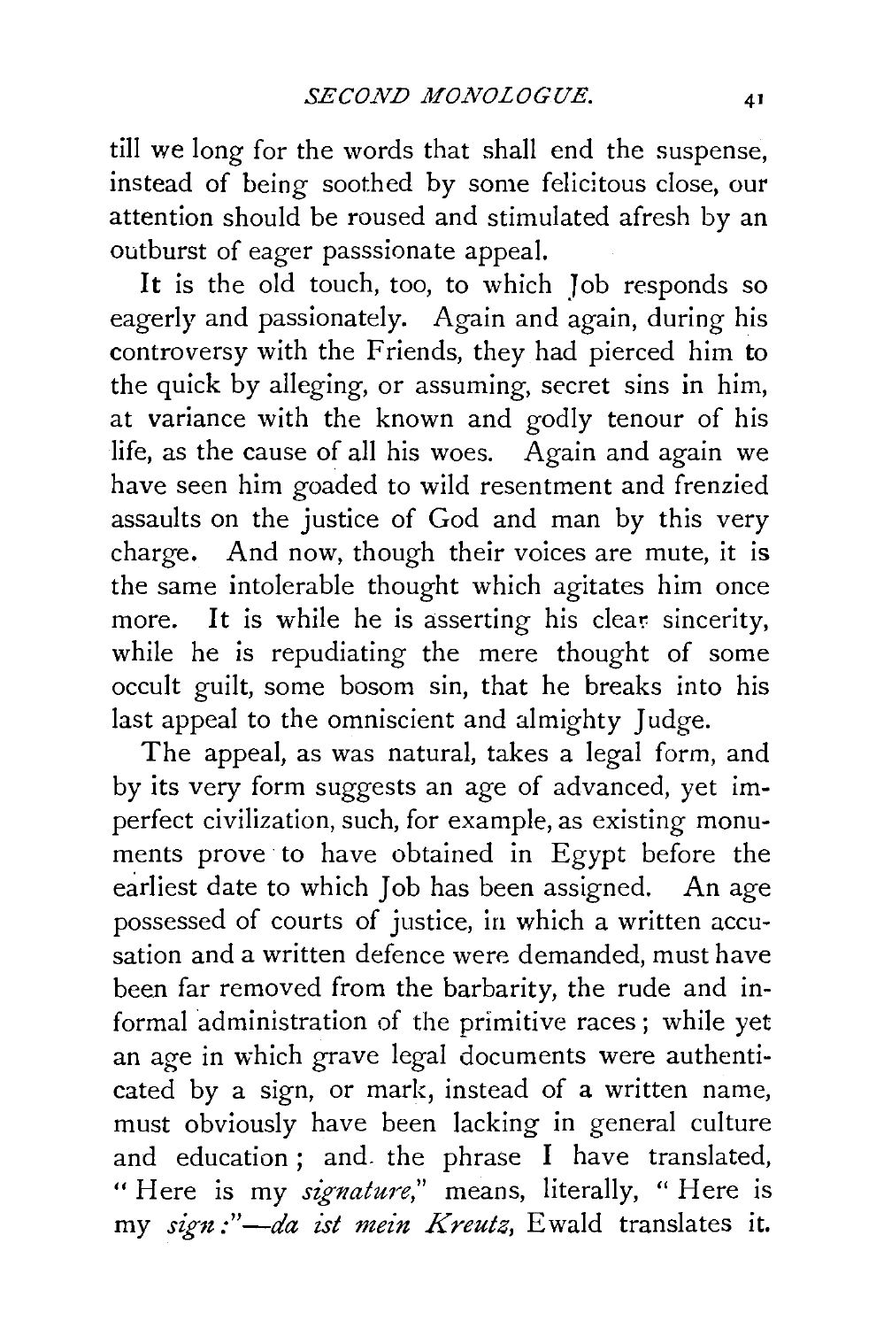till we long for the words that shall end the suspense, instead of being soothed by some felicitous close, our attention should be roused and stimulated afresh by an outburst of eager passsionate appeal.

It is the old touch, too, to which Job responds so eagerly and passionately. Again and again, during his controversy with the Friends, they had pierced him to the quick by alleging, or assuming, secret sins in him, at variance with the known and godly tenour of his life, as the cause of all his woes. Again and again we have seen him goaded to wild resentment and frenzied assaults on the justice of God and man by this very charge. And now, though their voices are mute, it is the same intolerable thought which agitates him once more. It is while he is asserting his clear sincerity, while he is repudiating the mere thought of some occult guilt, some bosom sin, that he breaks into his last appeal to the omniscient and almighty Judge.

The appeal, as was natural, takes a legal form, and by its very form suggests an age of advanced, yet imperfect civilization, such, for example, as existing monuments prove to have obtained in Egypt before the earliest date to which Job has been assigned. An age possessed of courts of justice, in which a written accusation and a written defence were demanded, must have been far removed from the barbarity, the rude and informal administration of the primitive races; while yet an age in which grave legal documents were authenticated by a sign, or mark, instead of a written name, must obviously have been lacking in general culture and education; and the phrase I have translated, "Here is my *signature*," means, literally, "Here is my *sign*:"—*da ist mein Kreutz*, Ewald translates it.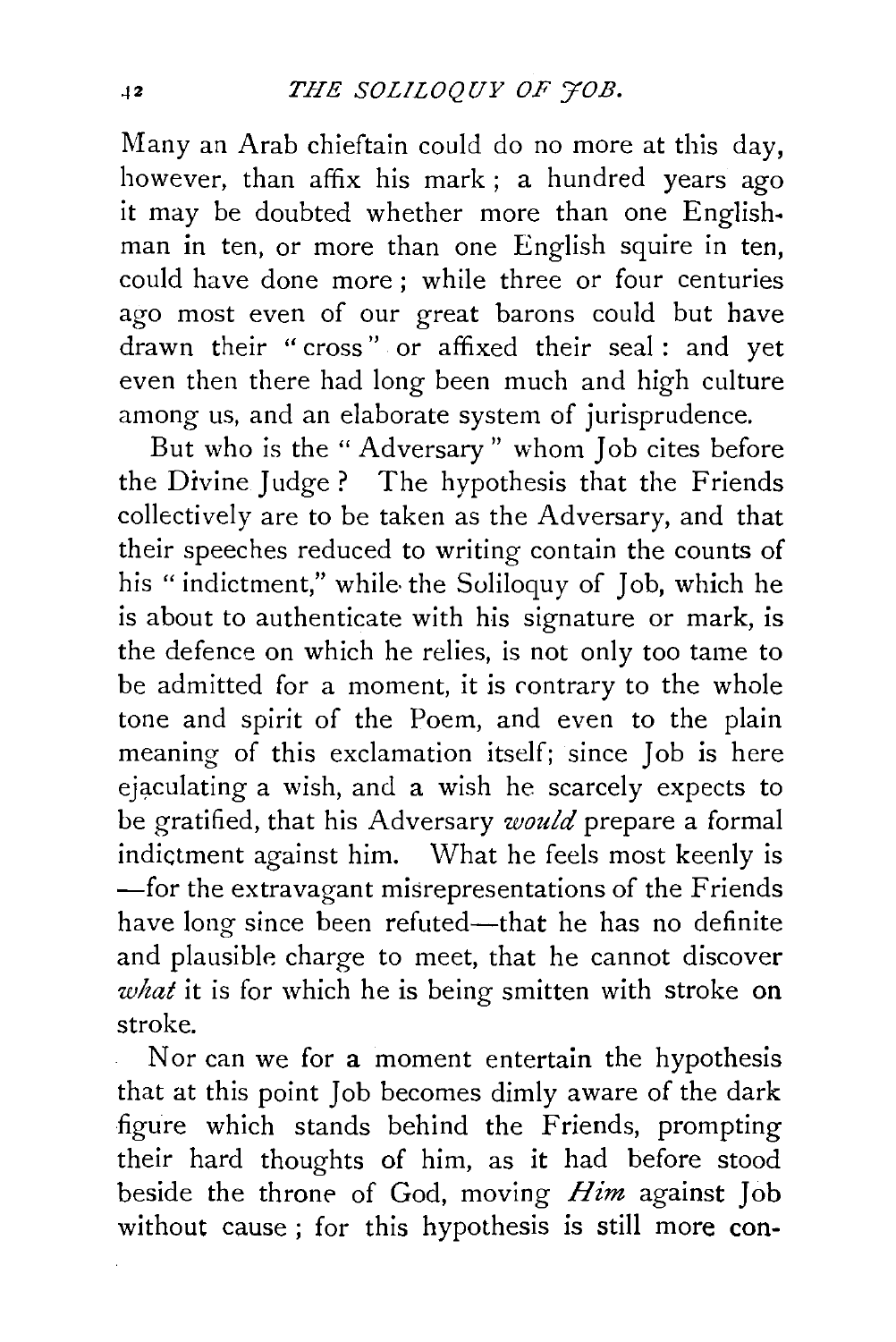Many an Arab chieftain could do no more at this day, however, than affix his mark; a hundred years ago it may be doubted whether more than one Englishman in ten, or more than one English squire in ten, could have done more; while three or four centuries ago most even of our great barons could but have drawn their "cross" or affixed their seal: and yet even then there had long been much and high culture among us, and an elaborate system of jurisprudence.

But who is the "Adversary" whom Job cites before the Divine Judge? The hypothesis that the Friends collectively are to be taken as the Adversary, and that their speeches reduced to writing contain the counts of his "indictment," while the Soliloquy of Job, which he is about to authenticate with his signature or mark, is the defence on which he relies, is not only too tame to be admitted for a moment, it is contrary to the whole tone and spirit of the Poem, and even to the plain meaning of this exclamation itself; since Job is here ejaculating a wish, and a wish he scarcely expects to be gratified, that his Adversary *would* prepare a formal indictment against him. What he feels most keenly is —for the extravagant misrepresentations of the Friends have long since been refuted—that he has no definite and plausible charge to meet, that he cannot discover *what* it is for which he is being smitten with stroke on stroke.

Nor can we for a moment entertain the hypothesis that at this point Job becomes dimly aware of the dark figure which stands behind the Friends, prompting their hard thoughts of him, as it had before stood beside the throne of God, moving *Him* against Job without cause; for this hypothesis is still more con-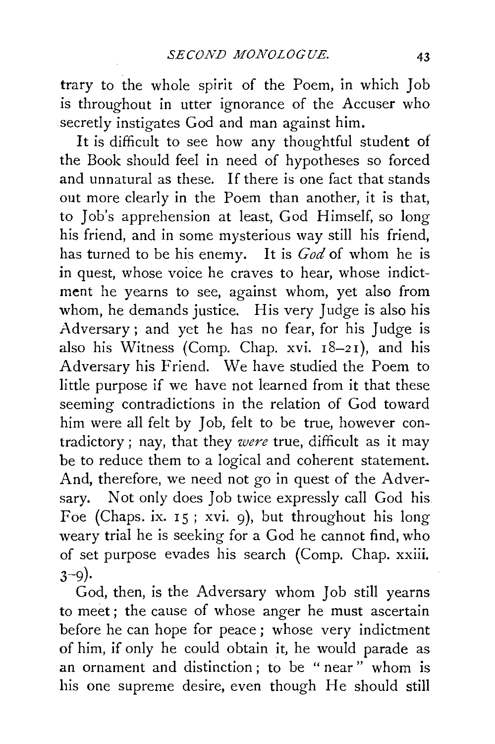trary to the whole spirit of the Poem, in which Job is throughout in utter ignorance of the Accuser who secretly instigates God and man against him.

It is difficult to see how any thoughtful student of the Book should feel in need of hypotheses so forced and unnatural as these. If there is one fact that stands out more clearly in the Poem than another, it is that, to Job's apprehension at least, God Himself, so long his friend, and in some mysterious way still his friend, has turned to be his enemy. It is *God* of whom he is in quest, whose voice he craves to hear, whose indictment he yearns to see, against whom, yet also from whom, he demands justice. His very Judge is also his Adversary; and yet he has no fear, for his Judge is also his Witness (Comp. Chap. xvi. 18–21), and his Adversary his Friend. We have studied the Poem to little purpose if we have not learned from it that these seeming contradictions in the relation of God toward him were all felt by Job, felt to be true, however contradictory; nay, that they *were* true, difficult as it may be to reduce them to a logical and coherent statement. And, therefore, we need not go in quest of the Adversary. Not only does Job twice expressly call God his Foe (Chaps. ix. 15; xvi. 9), but throughout his long weary trial he is seeking for a God he cannot find, who of set purpose evades his search (Comp. Chap. xxiii. 3–9).

God, then, is the Adversary whom Job still yearns to meet; the cause of whose anger he must ascertain before he can hope for peace; whose very indictment of him, if only he could obtain it, he would parade as an ornament and distinction; to be "near" whom is his one supreme desire, even though He should still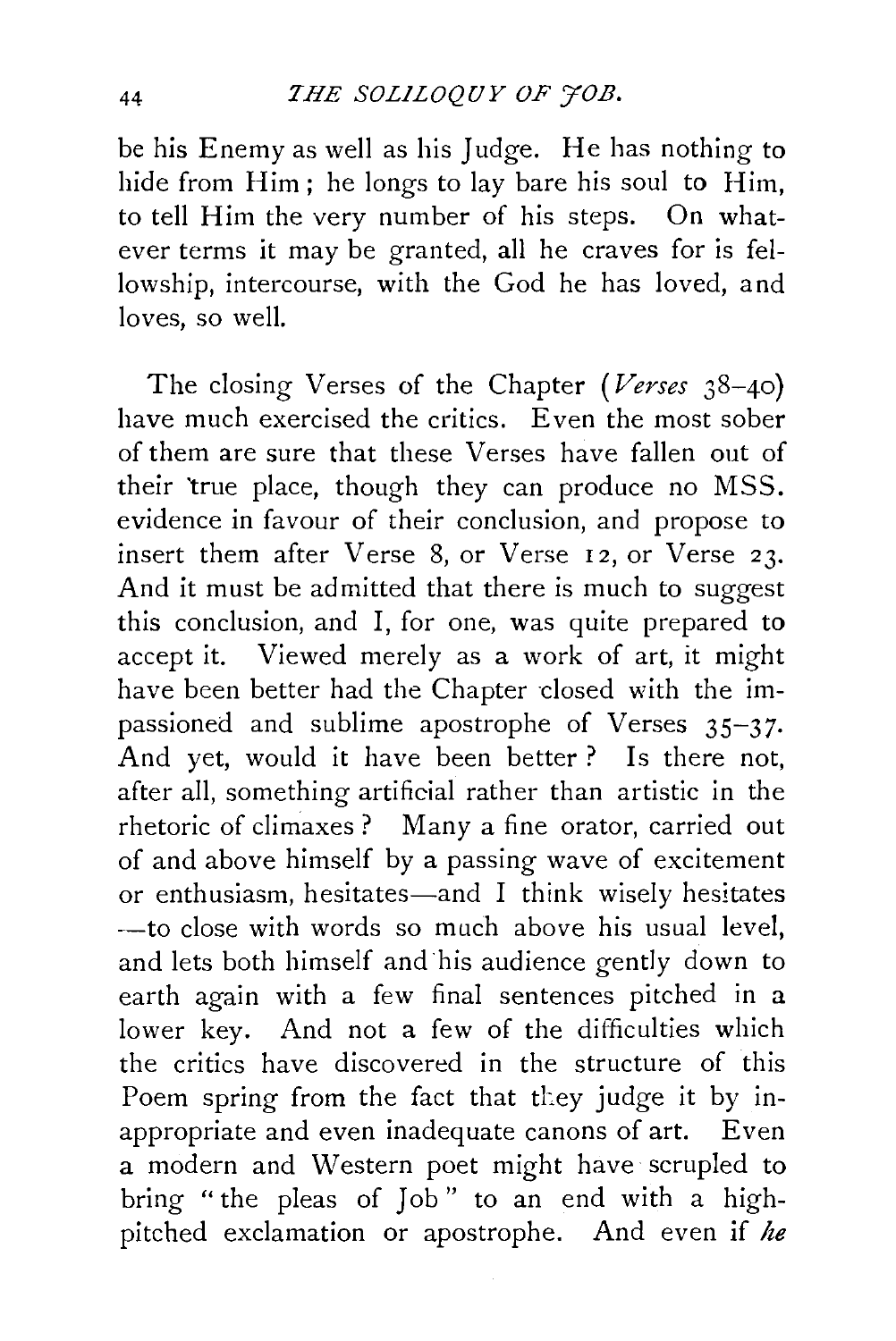be his Enemy as well as his Judge. He has nothing to hide from Him; he longs to lay bare his soul to Him, to tell Him the very number of his steps. On whatever terms it may be granted, all he craves for is fellowship, intercourse, with the God he has loved, and loves, so well.

The closing Verses of the Chapter (*Verses* 38–40) have much exercised the critics. Even the most sober of them are sure that these Verses have fallen out of their true place, though they can produce no MSS. evidence in favour of their conclusion, and propose to insert them after Verse 8, or Verse 12, or Verse 23. And it must be admitted that there is much to suggest this conclusion, and I, for one, was quite prepared to accept it. Viewed merely as a work of art, it might have been better had the Chapter closed with the impassioned and sublime apostrophe of Verses 35–37. And yet, would it have been better? Is there not, after all, something artificial rather than artistic in the rhetoric of climaxes? Many a fine orator, carried out of and above himself by a passing wave of excitement or enthusiasm, hesitates—and I think wisely hesitates—to close with words so much above his usual level, and lets both himself and his audience gently down to earth again with a few final sentences pitched in a lower key. And not a few of the difficulties which the critics have discovered in the structure of this Poem spring from the fact that they judge it by inappropriate and even inadequate canons of art. Even a modern and Western poet might have scrupled to bring "the pleas of Job" to an end with a high-pitched exclamation or apostrophe. And even if *he*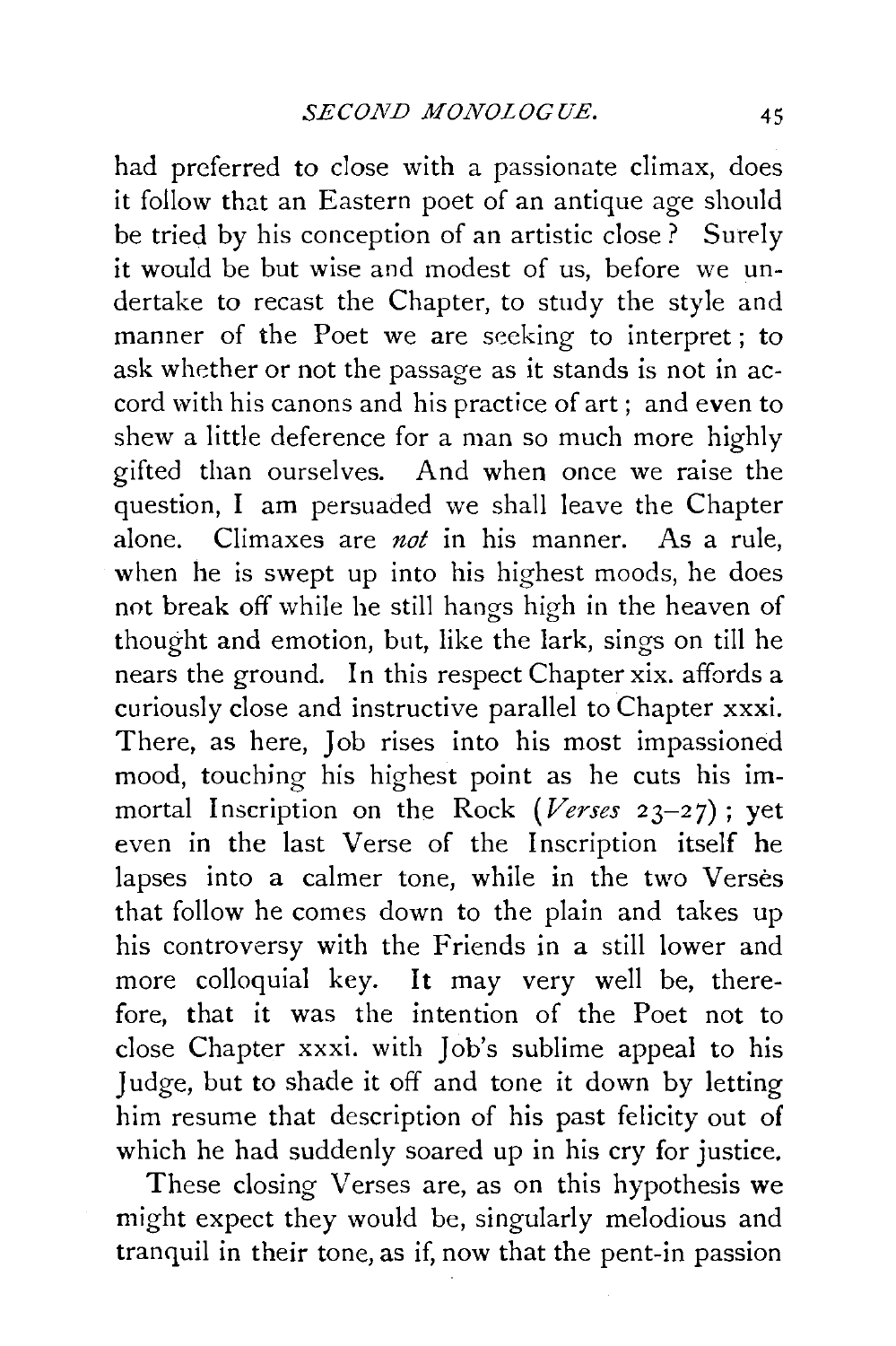had preferred to close with a passionate climax, does it follow that an Eastern poet of an antique age should be tried by his conception of an artistic close? Surely it would be but wise and modest of us, before we undertake to recast the Chapter, to study the style and manner of the Poet we are seeking to interpret; to ask whether or not the passage as it stands is not in accord with his canons and his practice of art; and even to shew a little deference for a man so much more highly gifted than ourselves. And when once we raise the question, I am persuaded we shall leave the Chapter alone. Climaxes are *not* in his manner. As a rule, when he is swept up into his highest moods, he does not break off while he still hangs high in the heaven of thought and emotion, but, like the lark, sings on till he nears the ground. In this respect Chapter xix. affords a curiously close and instructive parallel to Chapter xxxi. There, as here, Job rises into his most impassioned mood, touching his highest point as he cuts his immortal Inscription on the Rock (*Verses* 23–27); yet even in the last Verse of the Inscription itself he lapses into a calmer tone, while in the two Verses that follow he comes down to the plain and takes up his controversy with the Friends in a still lower and more colloquial key. It may very well be, therefore, that it was the intention of the Poet not to close Chapter xxxi. with Job's sublime appeal to his Judge, but to shade it off and tone it down by letting him resume that description of his past felicity out of which he had suddenly soared up in his cry for justice.

These closing Verses are, as on this hypothesis we might expect they would be, singularly melodious and tranquil in their tone, as if, now that the pent-in passion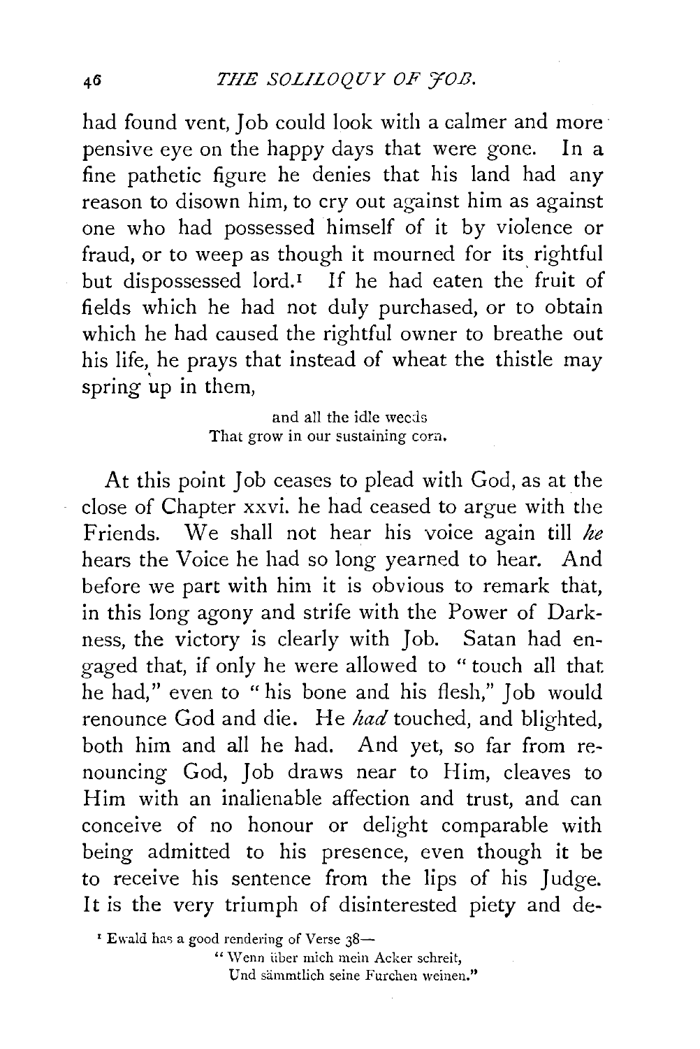had found vent, Job could look with a calmer and more pensive eye on the happy days that were gone. In a fine pathetic figure he denies that his land had any reason to disown him, to cry out against him as against one who had possessed himself of it by violence or fraud, or to weep as though it mourned for its rightful but dispossessed lord.[1] If he had eaten the fruit of fields which he had not duly purchased, or to obtain which he had caused the rightful owner to breathe out his life, he prays that instead of wheat the thistle may spring up in them,

> and all the idle weeds
> That grow in our sustaining corn.

At this point Job ceases to plead with God, as at the close of Chapter xxvi. he had ceased to argue with the Friends. We shall not hear his voice again till *he* hears the Voice he had so long yearned to hear. And before we part with him it is obvious to remark that, in this long agony and strife with the Power of Darkness, the victory is clearly with Job. Satan had engaged that, if only he were allowed to "touch all that he had," even to "his bone and his flesh," Job would renounce God and die. He *had* touched, and blighted, both him and all he had. And yet, so far from renouncing God, Job draws near to Him, cleaves to Him with an inalienable affection and trust, and can conceive of no honour or delight comparable with being admitted to his presence, even though it be to receive his sentence from the lips of his Judge. It is the very triumph of disinterested piety and de-

[1] Ewald has a good rendering of Verse 38—

> "Wenn über mich mein Acker schreit,
> Und sämmtlich seine Furchen weinen."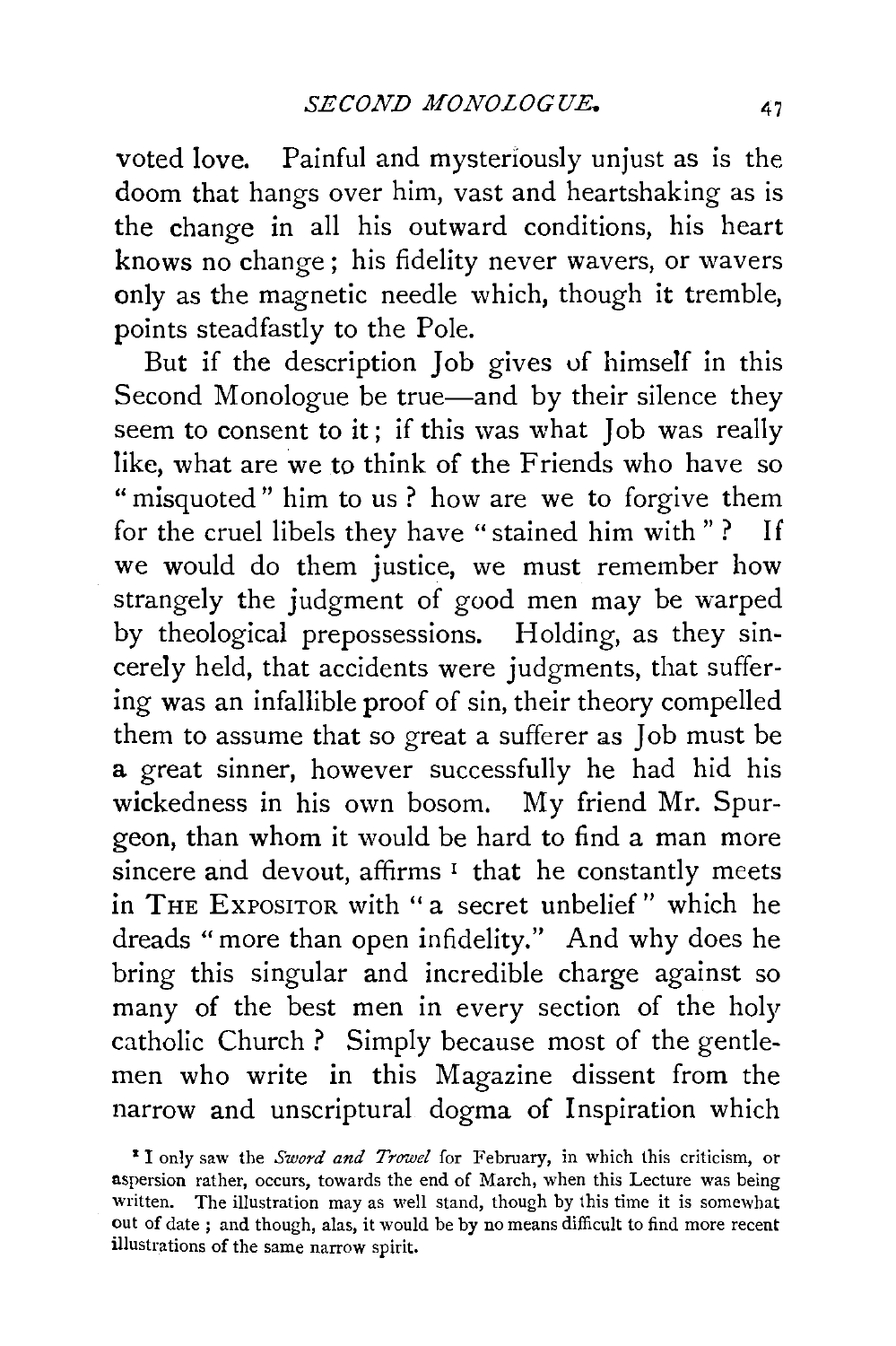voted love. Painful and mysteriously unjust as is the doom that hangs over him, vast and heartshaking as is the change in all his outward conditions, his heart knows no change; his fidelity never wavers, or wavers only as the magnetic needle which, though it tremble, points steadfastly to the Pole.

But if the description Job gives of himself in this Second Monologue be true—and by their silence they seem to consent to it; if this was what Job was really like, what are we to think of the Friends who have so "misquoted" him to us? how are we to forgive them for the cruel libels they have "stained him with"? If we would do them justice, we must remember how strangely the judgment of good men may be warped by theological prepossessions. Holding, as they sincerely held, that accidents were judgments, that suffering was an infallible proof of sin, their theory compelled them to assume that so great a sufferer as Job must be a great sinner, however successfully he had hid his wickedness in his own bosom. My friend Mr. Spurgeon, than whom it would be hard to find a man more sincere and devout, affirms [1] that he constantly meets in THE EXPOSITOR with "a secret unbelief" which he dreads "more than open infidelity." And why does he bring this singular and incredible charge against so many of the best men in every section of the holy catholic Church? Simply because most of the gentlemen who write in this Magazine dissent from the narrow and unscriptural dogma of Inspiration which

[1] I only saw the *Sword and Trowel* for February, in which this criticism, or aspersion rather, occurs, towards the end of March, when this Lecture was being written. The illustration may as well stand, though by this time it is somewhat out of date; and though, alas, it would be by no means difficult to find more recent illustrations of the same narrow spirit.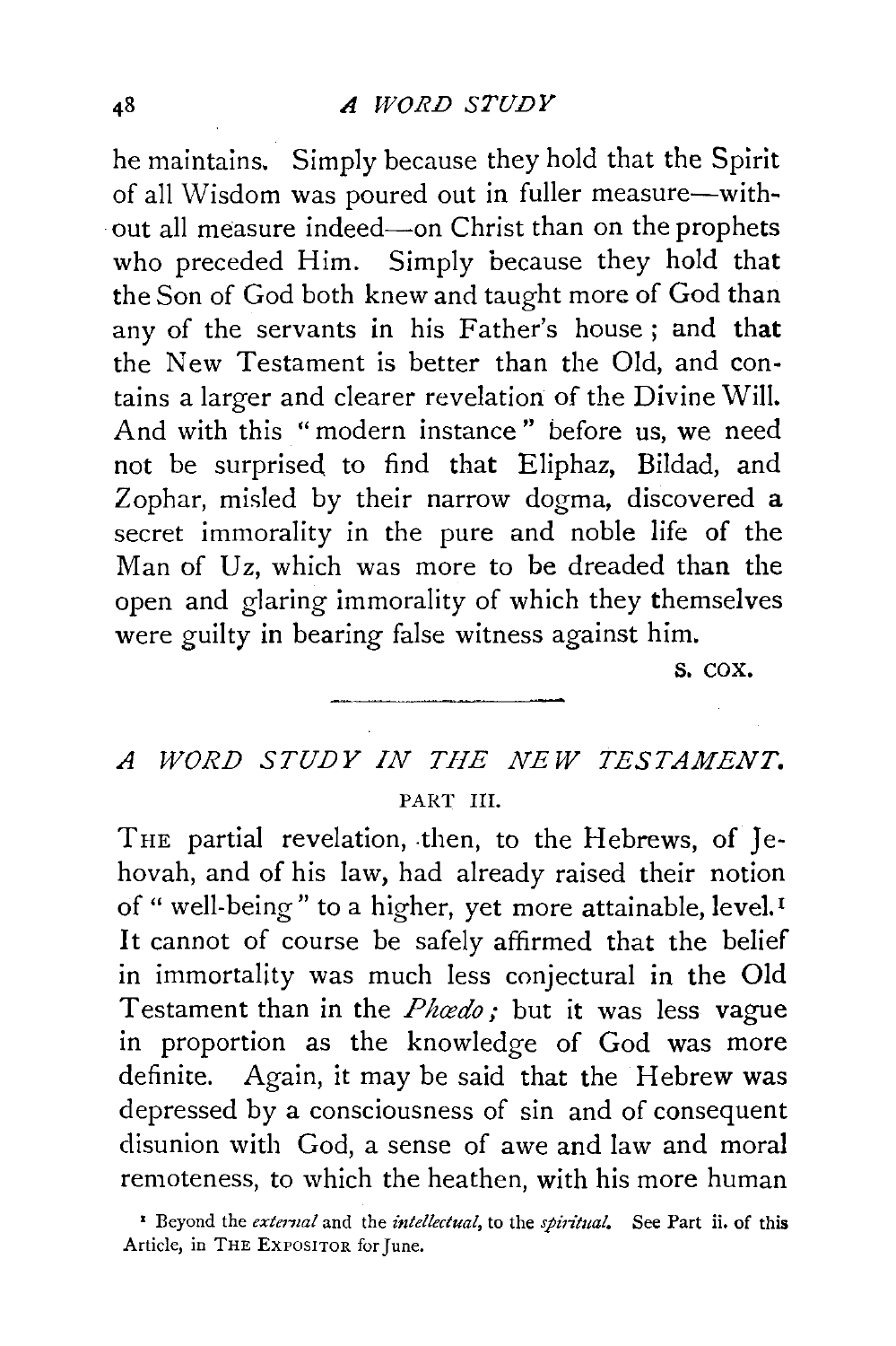he maintains. Simply because they hold that the Spirit of all Wisdom was poured out in fuller measure—without all measure indeed—on Christ than on the prophets who preceded Him. Simply because they hold that the Son of God both knew and taught more of God than any of the servants in his Father's house; and that the New Testament is better than the Old, and contains a larger and clearer revelation of the Divine Will. And with this "modern instance" before us, we need not be surprised to find that Eliphaz, Bildad, and Zophar, misled by their narrow dogma, discovered a secret immorality in the pure and noble life of the Man of Uz, which was more to be dreaded than the open and glaring immorality of which they themselves were guilty in bearing false witness against him.

S. COX.

---

## *A WORD STUDY IN THE NEW TESTAMENT.*

### PART III.

THE partial revelation, then, to the Hebrews, of Jehovah, and of his law, had already raised their notion of "well-being" to a higher, yet more attainable, level.[1] It cannot of course be safely affirmed that the belief in immortality was much less conjectural in the Old Testament than in the *Phœdo;* but it was less vague in proportion as the knowledge of God was more definite. Again, it may be said that the Hebrew was depressed by a consciousness of sin and of consequent disunion with God, a sense of awe and law and moral remoteness, to which the heathen, with his more human

[1] Beyond the *external* and the *intellectual,* to the *spiritual.* See Part ii. of this Article, in THE EXPOSITOR for June.